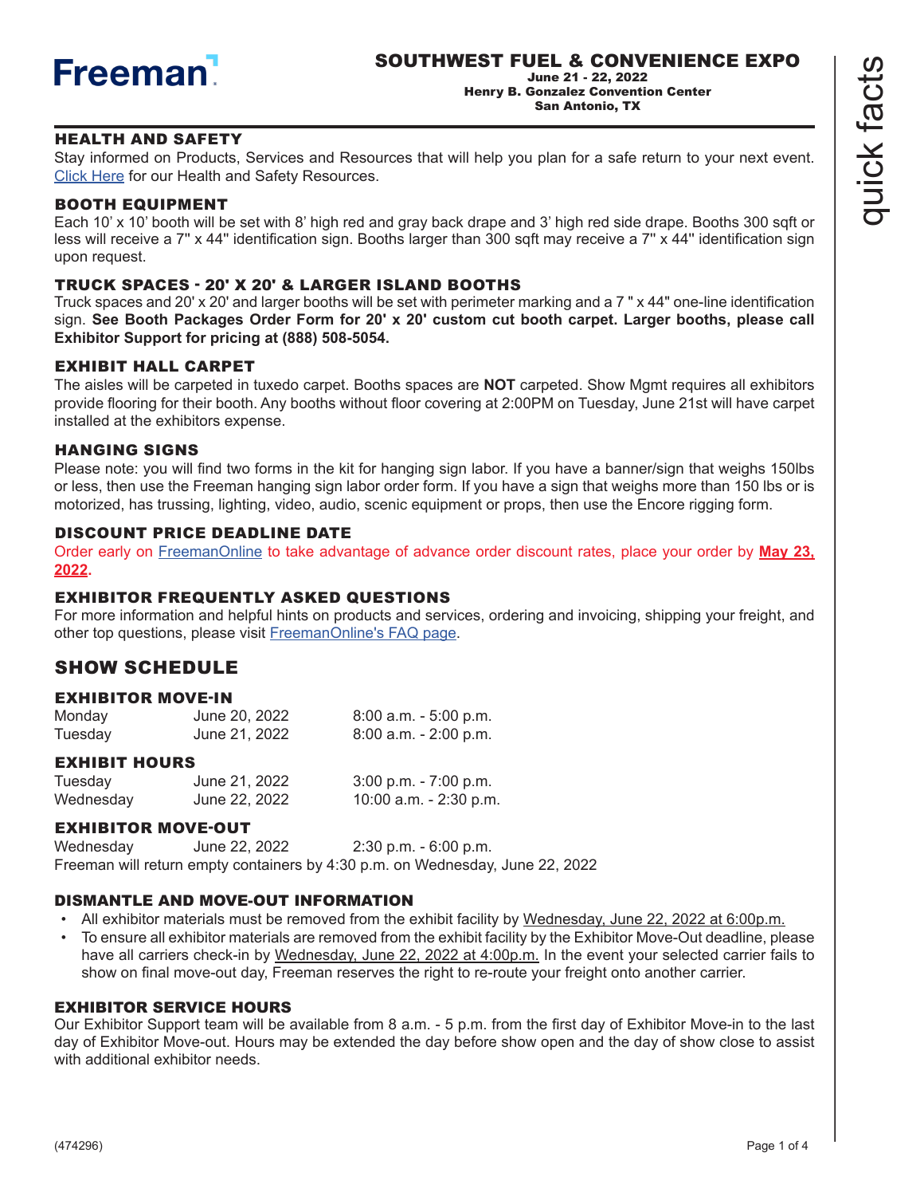Freeman

# SOUTHWEST FUEL & CONVENIENCE EXPO

**June 21 - 22, 2022**
**Henry B. Gonzalez Convention Center**
**San Antonio, TX**

quick facts

## HEALTH AND SAFETY

Stay informed on Products, Services and Resources that will help you plan for a safe return to your next event. Click Here for our Health and Safety Resources.

## BOOTH EQUIPMENT

Each 10' x 10' booth will be set with 8' high red and gray back drape and 3' high red side drape. Booths 300 sqft or less will receive a 7" x 44" identification sign. Booths larger than 300 sqft may receive a 7" x 44" identification sign upon request.

## TRUCK SPACES - 20' X 20' & LARGER ISLAND BOOTHS

Truck spaces and 20' x 20' and larger booths will be set with perimeter marking and a 7 " x 44" one-line identification sign. **See Booth Packages Order Form for 20' x 20' custom cut booth carpet. Larger booths, please call Exhibitor Support for pricing at (888) 508-5054.**

## EXHIBIT HALL CARPET

The aisles will be carpeted in tuxedo carpet. Booths spaces are **NOT** carpeted. Show Mgmt requires all exhibitors provide flooring for their booth. Any booths without floor covering at 2:00PM on Tuesday, June 21st will have carpet installed at the exhibitors expense.

## HANGING SIGNS

Please note: you will find two forms in the kit for hanging sign labor. If you have a banner/sign that weighs 150lbs or less, then use the Freeman hanging sign labor order form. If you have a sign that weighs more than 150 lbs or is motorized, has trussing, lighting, video, audio, scenic equipment or props, then use the Encore rigging form.

## DISCOUNT PRICE DEADLINE DATE

Order early on FreemanOnline to take advantage of advance order discount rates, place your order by **May 23, 2022.**

## EXHIBITOR FREQUENTLY ASKED QUESTIONS

For more information and helpful hints on products and services, ordering and invoicing, shipping your freight, and other top questions, please visit FreemanOnline's FAQ page.

# SHOW SCHEDULE

## EXHIBITOR MOVE-IN

| | | |
|---|---|---|
| Monday | June 20, 2022 | 8:00 a.m. - 5:00 p.m. |
| Tuesday | June 21, 2022 | 8:00 a.m. - 2:00 p.m. |

## EXHIBIT HOURS

| | | |
|---|---|---|
| Tuesday | June 21, 2022 | 3:00 p.m. - 7:00 p.m. |
| Wednesday | June 22, 2022 | 10:00 a.m. - 2:30 p.m. |

## EXHIBITOR MOVE-OUT

| | | |
|---|---|---|
| Wednesday | June 22, 2022 | 2:30 p.m. - 6:00 p.m. |

Freeman will return empty containers by 4:30 p.m. on Wednesday, June 22, 2022

## DISMANTLE AND MOVE-OUT INFORMATION

- All exhibitor materials must be removed from the exhibit facility by Wednesday, June 22, 2022 at 6:00p.m.
- To ensure all exhibitor materials are removed from the exhibit facility by the Exhibitor Move-Out deadline, please have all carriers check-in by Wednesday, June 22, 2022 at 4:00p.m. In the event your selected carrier fails to show on final move-out day, Freeman reserves the right to re-route your freight onto another carrier.

## EXHIBITOR SERVICE HOURS

Our Exhibitor Support team will be available from 8 a.m. - 5 p.m. from the first day of Exhibitor Move-in to the last day of Exhibitor Move-out. Hours may be extended the day before show open and the day of show close to assist with additional exhibitor needs.

(474296)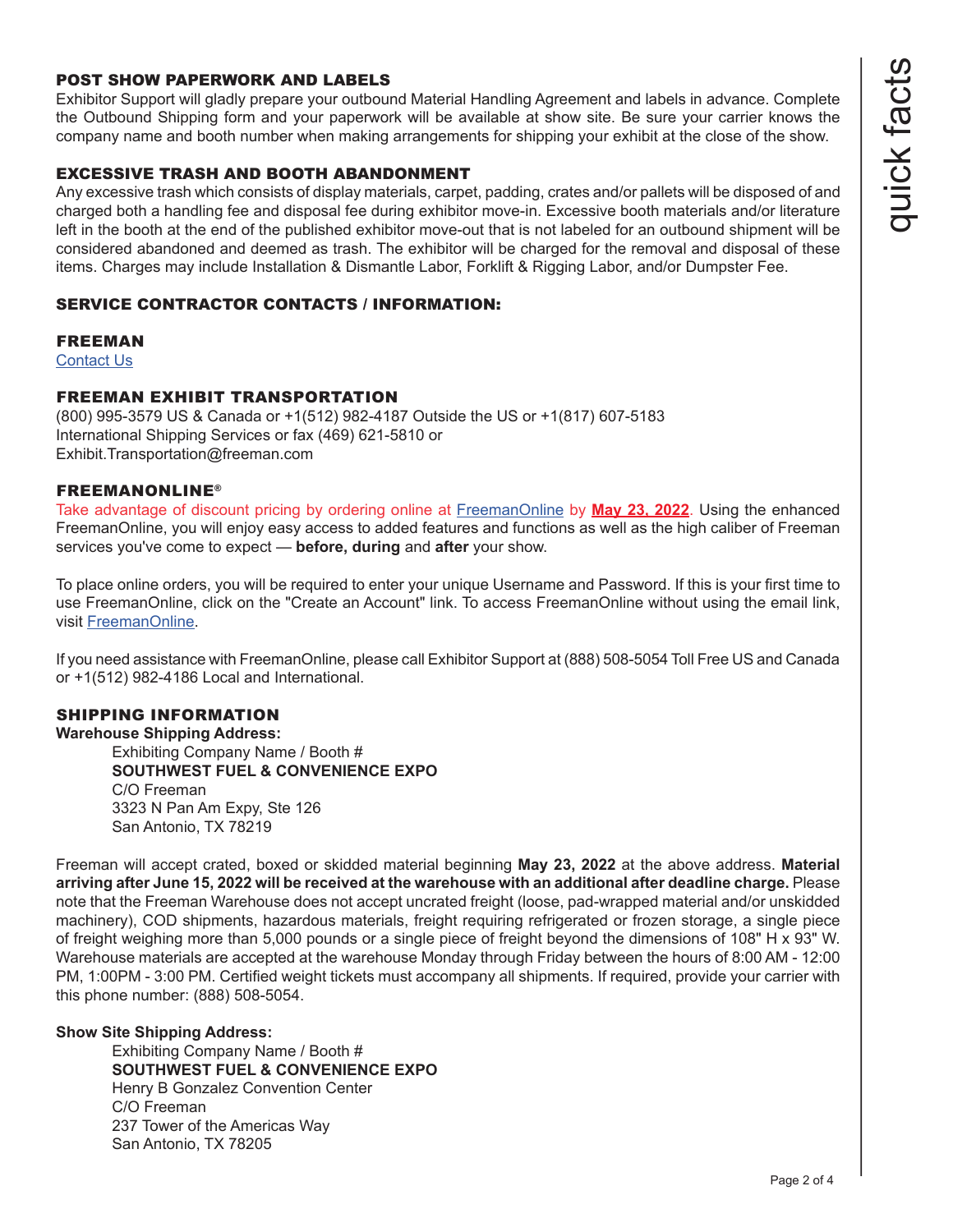## POST SHOW PAPERWORK AND LABELS

Exhibitor Support will gladly prepare your outbound Material Handling Agreement and labels in advance. Complete the Outbound Shipping form and your paperwork will be available at show site. Be sure your carrier knows the company name and booth number when making arrangements for shipping your exhibit at the close of the show.

## EXCESSIVE TRASH AND BOOTH ABANDONMENT

Any excessive trash which consists of display materials, carpet, padding, crates and/or pallets will be disposed of and charged both a handling fee and disposal fee during exhibitor move-in. Excessive booth materials and/or literature left in the booth at the end of the published exhibitor move-out that is not labeled for an outbound shipment will be considered abandoned and deemed as trash. The exhibitor will be charged for the removal and disposal of these items. Charges may include Installation & Dismantle Labor, Forklift & Rigging Labor, and/or Dumpster Fee.

## SERVICE CONTRACTOR CONTACTS / INFORMATION:

### FREEMAN

Contact Us

### FREEMAN EXHIBIT TRANSPORTATION

(800) 995-3579 US & Canada or +1(512) 982-4187 Outside the US or +1(817) 607-5183 International Shipping Services or fax (469) 621-5810 or Exhibit.Transportation@freeman.com

### FREEMANONLINE®

Take advantage of discount pricing by ordering online at FreemanOnline by **May 23, 2022**. Using the enhanced FreemanOnline, you will enjoy easy access to added features and functions as well as the high caliber of Freeman services you've come to expect — **before, during** and **after** your show.

To place online orders, you will be required to enter your unique Username and Password. If this is your first time to use FreemanOnline, click on the "Create an Account" link. To access FreemanOnline without using the email link, visit FreemanOnline.

If you need assistance with FreemanOnline, please call Exhibitor Support at (888) 508-5054 Toll Free US and Canada or +1(512) 982-4186 Local and International.

## SHIPPING INFORMATION

**Warehouse Shipping Address:**

Exhibiting Company Name / Booth #
**SOUTHWEST FUEL & CONVENIENCE EXPO**
C/O Freeman
3323 N Pan Am Expy, Ste 126
San Antonio, TX 78219

Freeman will accept crated, boxed or skidded material beginning **May 23, 2022** at the above address. **Material arriving after June 15, 2022 will be received at the warehouse with an additional after deadline charge.** Please note that the Freeman Warehouse does not accept uncrated freight (loose, pad-wrapped material and/or unskidded machinery), COD shipments, hazardous materials, freight requiring refrigerated or frozen storage, a single piece of freight weighing more than 5,000 pounds or a single piece of freight beyond the dimensions of 108" H x 93" W. Warehouse materials are accepted at the warehouse Monday through Friday between the hours of 8:00 AM - 12:00 PM, 1:00PM - 3:00 PM. Certified weight tickets must accompany all shipments. If required, provide your carrier with this phone number: (888) 508-5054.

**Show Site Shipping Address:**

Exhibiting Company Name / Booth #
**SOUTHWEST FUEL & CONVENIENCE EXPO**
Henry B Gonzalez Convention Center
C/O Freeman
237 Tower of the Americas Way
San Antonio, TX 78205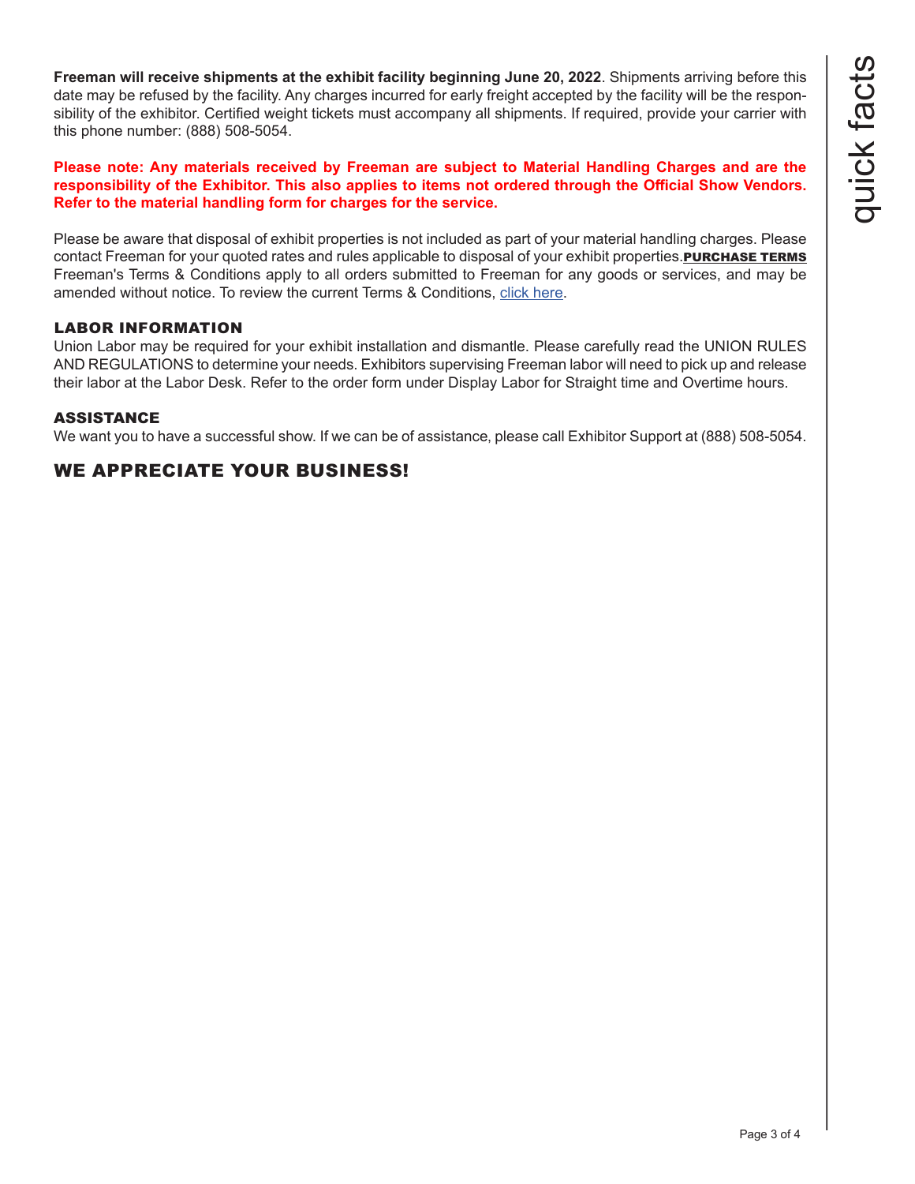**Freeman will receive shipments at the exhibit facility beginning June 20, 2022**. Shipments arriving before this date may be refused by the facility. Any charges incurred for early freight accepted by the facility will be the responsibility of the exhibitor. Certified weight tickets must accompany all shipments. If required, provide your carrier with this phone number: (888) 508-5054.

**Please note: Any materials received by Freeman are subject to Material Handling Charges and are the responsibility of the Exhibitor. This also applies to items not ordered through the Official Show Vendors. Refer to the material handling form for charges for the service.**

Please be aware that disposal of exhibit properties is not included as part of your material handling charges. Please contact Freeman for your quoted rates and rules applicable to disposal of your exhibit properties.

### PURCHASE TERMS

Freeman's Terms & Conditions apply to all orders submitted to Freeman for any goods or services, and may be amended without notice. To review the current Terms & Conditions, click here.

### LABOR INFORMATION

Union Labor may be required for your exhibit installation and dismantle. Please carefully read the UNION RULES AND REGULATIONS to determine your needs. Exhibitors supervising Freeman labor will need to pick up and release their labor at the Labor Desk. Refer to the order form under Display Labor for Straight time and Overtime hours.

### ASSISTANCE

We want you to have a successful show. If we can be of assistance, please call Exhibitor Support at (888) 508-5054.

## WE APPRECIATE YOUR BUSINESS!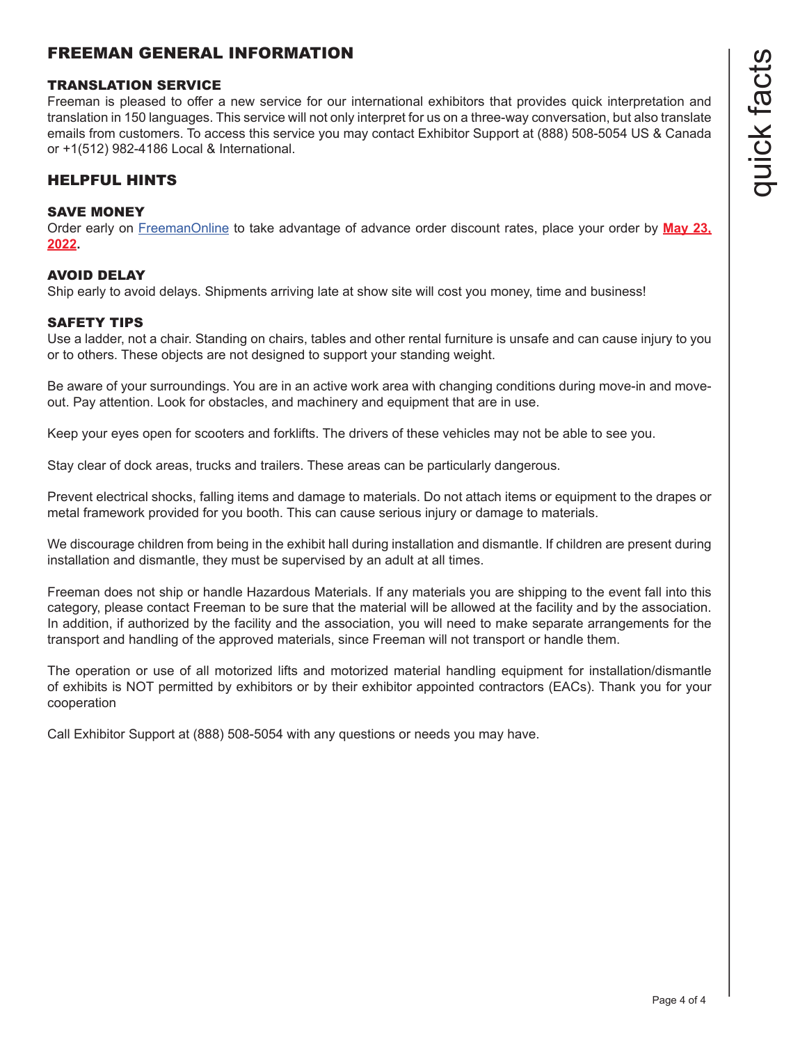## FREEMAN GENERAL INFORMATION

### TRANSLATION SERVICE

Freeman is pleased to offer a new service for our international exhibitors that provides quick interpretation and translation in 150 languages. This service will not only interpret for us on a three-way conversation, but also translate emails from customers. To access this service you may contact Exhibitor Support at (888) 508-5054 US & Canada or +1(512) 982-4186 Local & International.

## HELPFUL HINTS

### SAVE MONEY

Order early on FreemanOnline to take advantage of advance order discount rates, place your order by **May 23, 2022.**

### AVOID DELAY

Ship early to avoid delays. Shipments arriving late at show site will cost you money, time and business!

### SAFETY TIPS

Use a ladder, not a chair. Standing on chairs, tables and other rental furniture is unsafe and can cause injury to you or to others. These objects are not designed to support your standing weight.

Be aware of your surroundings. You are in an active work area with changing conditions during move-in and move-out. Pay attention. Look for obstacles, and machinery and equipment that are in use.

Keep your eyes open for scooters and forklifts. The drivers of these vehicles may not be able to see you.

Stay clear of dock areas, trucks and trailers. These areas can be particularly dangerous.

Prevent electrical shocks, falling items and damage to materials. Do not attach items or equipment to the drapes or metal framework provided for you booth. This can cause serious injury or damage to materials.

We discourage children from being in the exhibit hall during installation and dismantle. If children are present during installation and dismantle, they must be supervised by an adult at all times.

Freeman does not ship or handle Hazardous Materials. If any materials you are shipping to the event fall into this category, please contact Freeman to be sure that the material will be allowed at the facility and by the association. In addition, if authorized by the facility and the association, you will need to make separate arrangements for the transport and handling of the approved materials, since Freeman will not transport or handle them.

The operation or use of all motorized lifts and motorized material handling equipment for installation/dismantle of exhibits is NOT permitted by exhibitors or by their exhibitor appointed contractors (EACs). Thank you for your cooperation

Call Exhibitor Support at (888) 508-5054 with any questions or needs you may have.